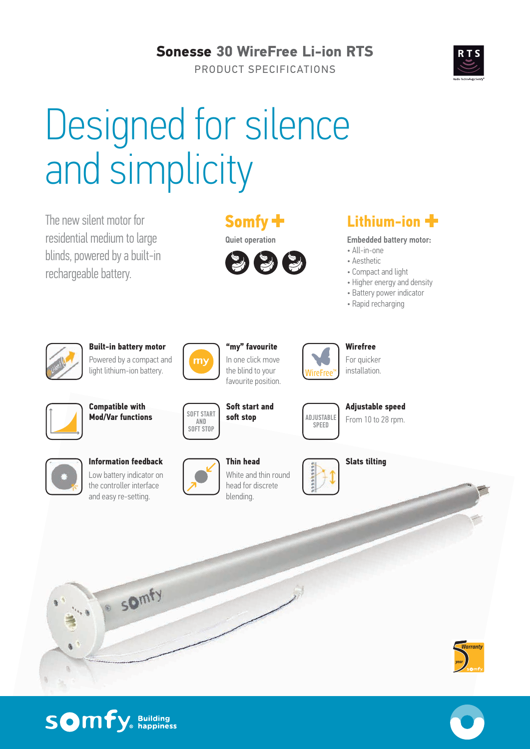# Sonesse 30 WireFree Li-ion RTS

PRODUCT SPECIFICATIONS

# Designed for silence and simplicity

The new silent motor for residential medium to large blinds, powered by a built-in rechargeable battery.

## Somfy +

**Quiet operation**

## Lithium-ion +

**Embedded battery motor:**

- All-in-one
- Aesthetic
- Compact and light
- Higher energy and density
- Battery power indicator
- Rapid recharging

**Built-in battery motor**
Powered by a compact and light lithium-ion battery.

**"my" favourite**
In one click move the blind to your favourite position.

**Wirefree**
For quicker installation.

**Compatible with Mod/Var functions**

**Soft start and soft stop**

**Adjustable speed**
From 10 to 28 rpm.

**Information feedback**
Low battery indicator on the controller interface and easy re-setting.

**Thin head**
White and thin round head for discrete blending.

**Slats tilting**

somfy. Building happiness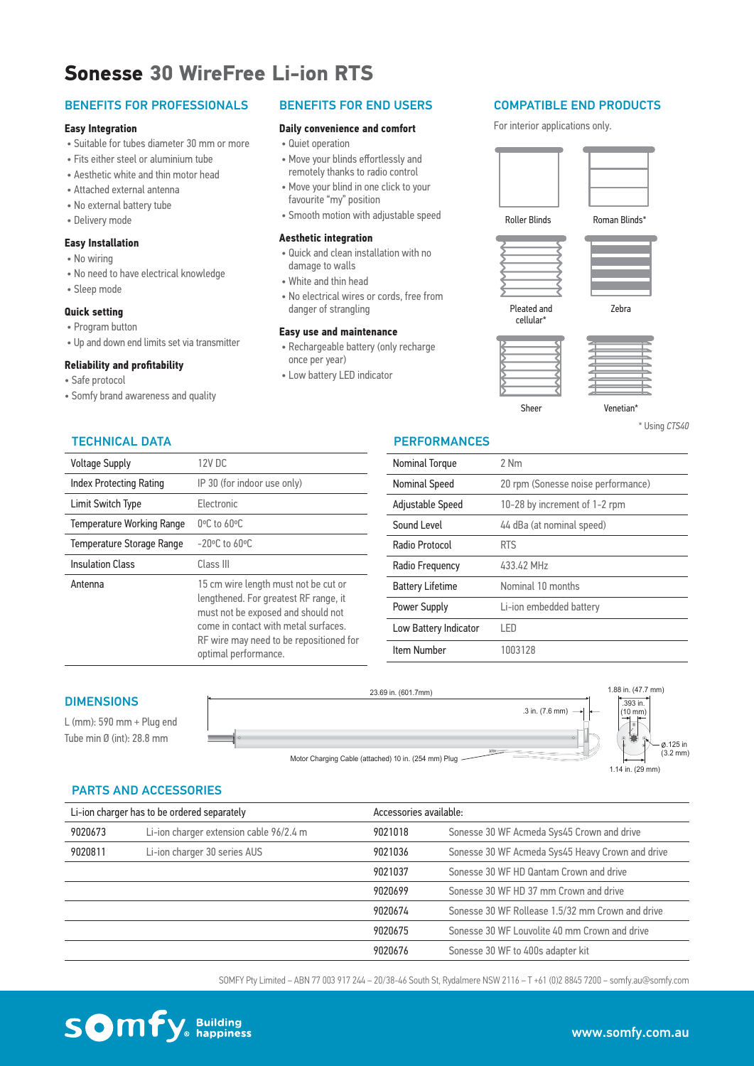# **Sonesse** 30 WireFree Li-ion RTS

## BENEFITS FOR PROFESSIONALS

**Easy Integration**

- Suitable for tubes diameter 30 mm or more
- Fits either steel or aluminium tube
- Aesthetic white and thin motor head
- Attached external antenna
- No external battery tube
- Delivery mode

**Easy Installation**

- No wiring
- No need to have electrical knowledge
- Sleep mode

**Quick setting**

- Program button
- Up and down end limits set via transmitter

**Reliability and profitability**

- Safe protocol
- Somfy brand awareness and quality

## BENEFITS FOR END USERS

**Daily convenience and comfort**

- Quiet operation
- Move your blinds effortlessly and remotely thanks to radio control
- Move your blind in one click to your favourite "my" position
- Smooth motion with adjustable speed

**Aesthetic integration**

- Quick and clean installation with no damage to walls
- White and thin head
- No electrical wires or cords, free from danger of strangling

**Easy use and maintenance**

- Rechargeable battery (only recharge once per year)
- Low battery LED indicator

## COMPATIBLE END PRODUCTS

For interior applications only.

Roller Blinds

Roman Blinds*

Pleated and cellular*

Zebra

Sheer

Venetian*

\* Using *CTS40*

## TECHNICAL DATA

| | |
|---|---|
| Voltage Supply | 12V DC |
| Index Protecting Rating | IP 30 (for indoor use only) |
| Limit Switch Type | Electronic |
| Temperature Working Range | 0ºC to 60ºC |
| Temperature Storage Range | -20ºC to 60ºC |
| Insulation Class | Class III |
| Antenna | 15 cm wire length must not be cut or lengthened. For greatest RF range, it must not be exposed and should not come in contact with metal surfaces. RF wire may need to be repositioned for optimal performance. |

## PERFORMANCES

| | |
|---|---|
| Nominal Torque | 2 Nm |
| Nominal Speed | 20 rpm (Sonesse noise performance) |
| Adjustable Speed | 10-28 by increment of 1-2 rpm |
| Sound Level | 44 dBa (at nominal speed) |
| Radio Protocol | RTS |
| Radio Frequency | 433.42 MHz |
| Battery Lifetime | Nominal 10 months |
| Power Supply | Li-ion embedded battery |
| Low Battery Indicator | LED |
| Item Number | 1003128 |

## DIMENSIONS

L (mm): 590 mm + Plug end

Tube min Ø (int): 28.8 mm

23.69 in. (601.7mm)

.3 in. (7.6 mm)

1.88 in. (47.7 mm)

.393 in. (10 mm)

ø.125 in (3.2 mm)

1.14 in. (29 mm)

Motor Charging Cable (attached) 10 in. (254 mm) Plug

## PARTS AND ACCESSORIES

| Li-ion charger has to be ordered separately | | Accessories available: | |
|---|---|---|---|
| 9020673 | Li-ion charger extension cable 96/2.4 m | 9021018 | Sonesse 30 WF Acmeda Sys45 Crown and drive |
| 9020811 | Li-ion charger 30 series AUS | 9021036 | Sonesse 30 WF Acmeda Sys45 Heavy Crown and drive |
| | | 9021037 | Sonesse 30 WF HD Qantam Crown and drive |
| | | 9020699 | Sonesse 30 WF HD 37 mm Crown and drive |
| | | 9020674 | Sonesse 30 WF Rollease 1.5/32 mm Crown and drive |
| | | 9020675 | Sonesse 30 WF Louvolite 40 mm Crown and drive |
| | | 9020676 | Sonesse 30 WF to 400s adapter kit |

SOMFY Pty Limited – ABN 77 003 917 244 – 20/38-46 South St, Rydalmere NSW 2116 – T +61 (0)2 8845 7200 – somfy.au@somfy.com

somfy Building happiness

www.somfy.com.au